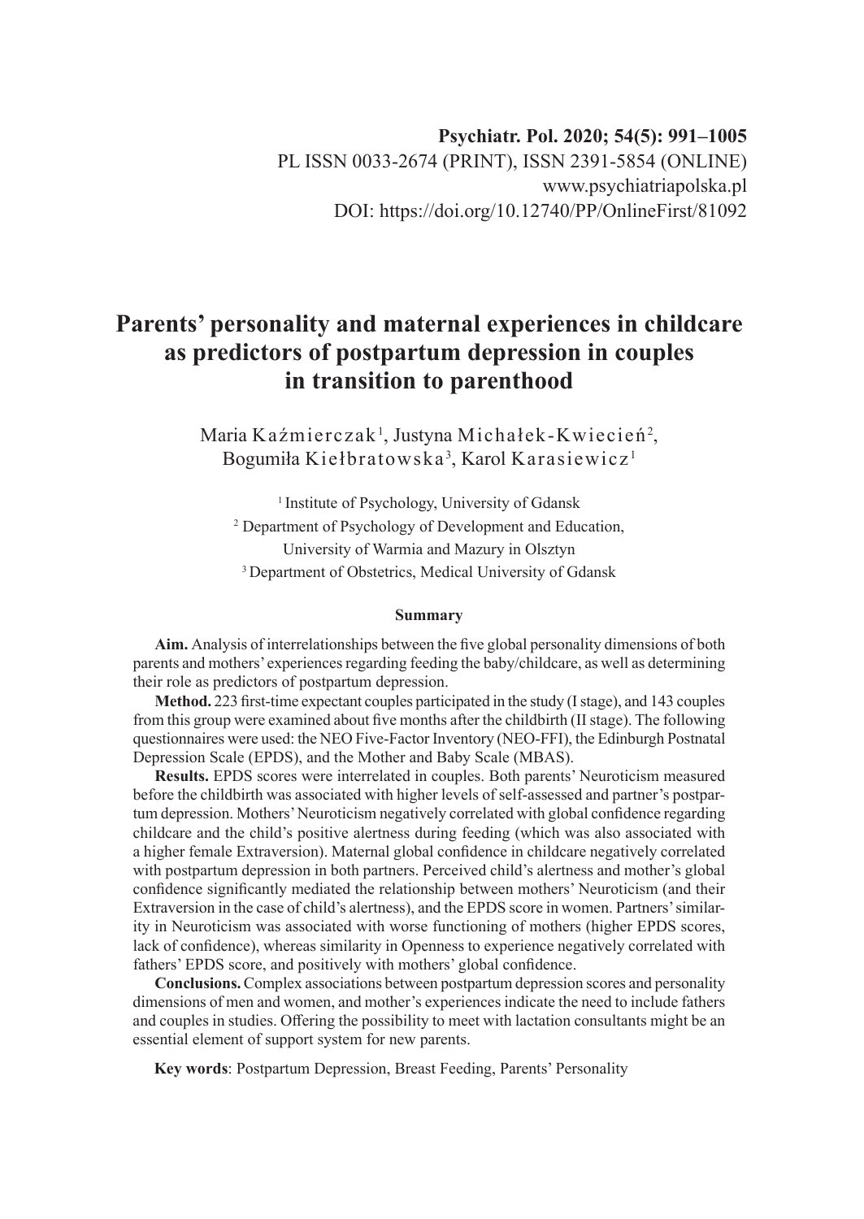Psychiatr. Pol. 2020; 54(5): 991–1005
PL ISSN 0033-2674 (PRINT), ISSN 2391-5854 (ONLINE)
www.psychiatriapolska.pl
DOI: https://doi.org/10.12740/PP/OnlineFirst/81092

# Parents' personality and maternal experiences in childcare as predictors of postpartum depression in couples in transition to parenthood

Maria Kaźmierczak[1], Justyna Michałek-Kwiecień[2], Bogumiła Kiełbratowska[3], Karol Karasiewicz[1]

[1] Institute of Psychology, University of Gdansk
[2] Department of Psychology of Development and Education, University of Warmia and Mazury in Olsztyn
[3] Department of Obstetrics, Medical University of Gdansk

### Summary

**Aim.** Analysis of interrelationships between the five global personality dimensions of both parents and mothers' experiences regarding feeding the baby/childcare, as well as determining their role as predictors of postpartum depression.

**Method.** 223 first-time expectant couples participated in the study (I stage), and 143 couples from this group were examined about five months after the childbirth (II stage). The following questionnaires were used: the NEO Five-Factor Inventory (NEO-FFI), the Edinburgh Postnatal Depression Scale (EPDS), and the Mother and Baby Scale (MBAS).

**Results.** EPDS scores were interrelated in couples. Both parents' Neuroticism measured before the childbirth was associated with higher levels of self-assessed and partner's postpartum depression. Mothers' Neuroticism negatively correlated with global confidence regarding childcare and the child's positive alertness during feeding (which was also associated with a higher female Extraversion). Maternal global confidence in childcare negatively correlated with postpartum depression in both partners. Perceived child's alertness and mother's global confidence significantly mediated the relationship between mothers' Neuroticism (and their Extraversion in the case of child's alertness), and the EPDS score in women. Partners' similarity in Neuroticism was associated with worse functioning of mothers (higher EPDS scores, lack of confidence), whereas similarity in Openness to experience negatively correlated with fathers' EPDS score, and positively with mothers' global confidence.

**Conclusions.** Complex associations between postpartum depression scores and personality dimensions of men and women, and mother's experiences indicate the need to include fathers and couples in studies. Offering the possibility to meet with lactation consultants might be an essential element of support system for new parents.

**Key words**: Postpartum Depression, Breast Feeding, Parents' Personality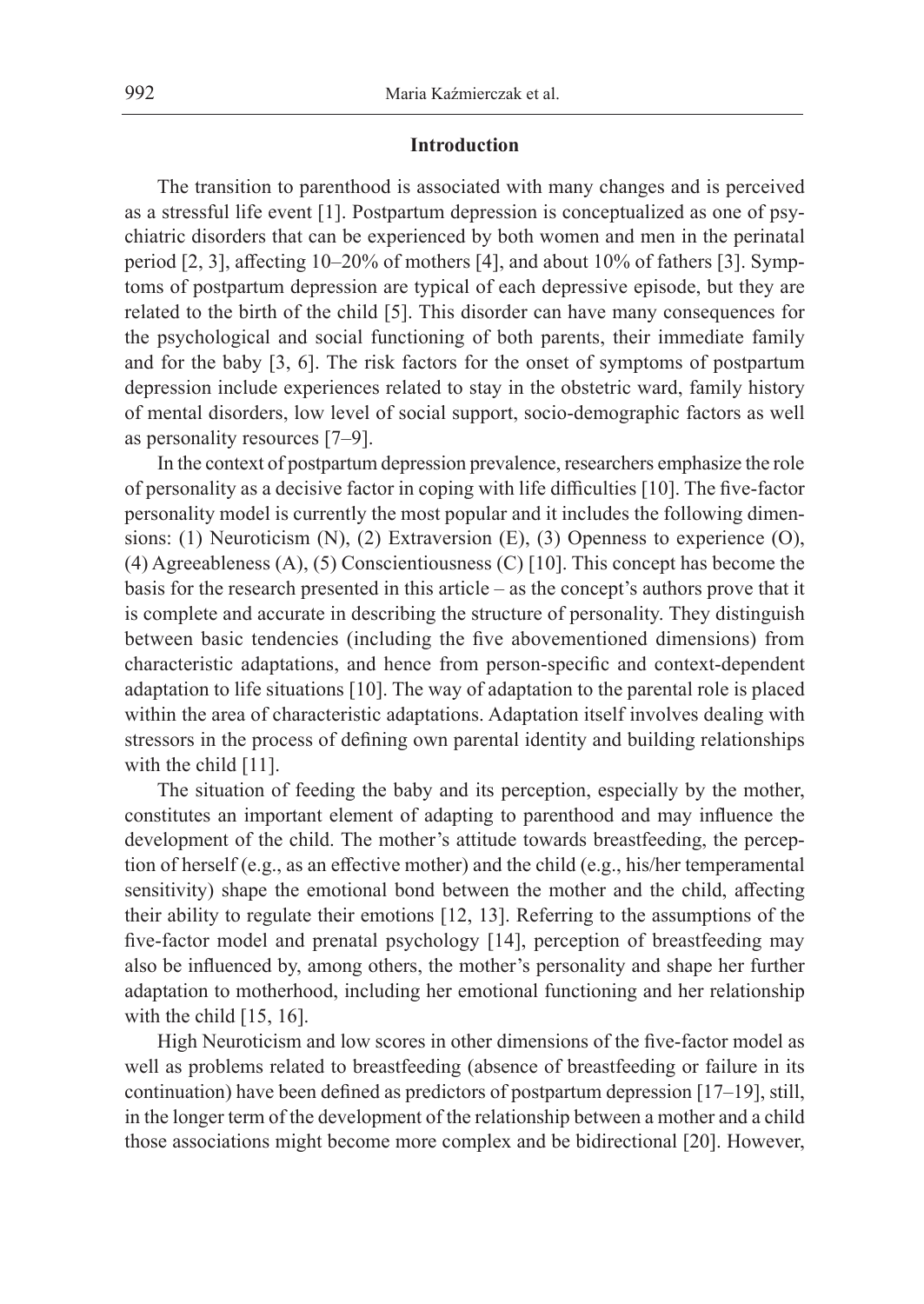## Introduction

The transition to parenthood is associated with many changes and is perceived as a stressful life event [1]. Postpartum depression is conceptualized as one of psychiatric disorders that can be experienced by both women and men in the perinatal period [2, 3], affecting 10–20% of mothers [4], and about 10% of fathers [3]. Symptoms of postpartum depression are typical of each depressive episode, but they are related to the birth of the child [5]. This disorder can have many consequences for the psychological and social functioning of both parents, their immediate family and for the baby [3, 6]. The risk factors for the onset of symptoms of postpartum depression include experiences related to stay in the obstetric ward, family history of mental disorders, low level of social support, socio-demographic factors as well as personality resources [7–9].

In the context of postpartum depression prevalence, researchers emphasize the role of personality as a decisive factor in coping with life difficulties [10]. The five-factor personality model is currently the most popular and it includes the following dimensions: (1) Neuroticism (N), (2) Extraversion (E), (3) Openness to experience (O), (4) Agreeableness (A), (5) Conscientiousness (C) [10]. This concept has become the basis for the research presented in this article – as the concept's authors prove that it is complete and accurate in describing the structure of personality. They distinguish between basic tendencies (including the five abovementioned dimensions) from characteristic adaptations, and hence from person-specific and context-dependent adaptation to life situations [10]. The way of adaptation to the parental role is placed within the area of characteristic adaptations. Adaptation itself involves dealing with stressors in the process of defining own parental identity and building relationships with the child [11].

The situation of feeding the baby and its perception, especially by the mother, constitutes an important element of adapting to parenthood and may influence the development of the child. The mother's attitude towards breastfeeding, the perception of herself (e.g., as an effective mother) and the child (e.g., his/her temperamental sensitivity) shape the emotional bond between the mother and the child, affecting their ability to regulate their emotions [12, 13]. Referring to the assumptions of the five-factor model and prenatal psychology [14], perception of breastfeeding may also be influenced by, among others, the mother's personality and shape her further adaptation to motherhood, including her emotional functioning and her relationship with the child [15, 16].

High Neuroticism and low scores in other dimensions of the five-factor model as well as problems related to breastfeeding (absence of breastfeeding or failure in its continuation) have been defined as predictors of postpartum depression [17–19], still, in the longer term of the development of the relationship between a mother and a child those associations might become more complex and be bidirectional [20]. However,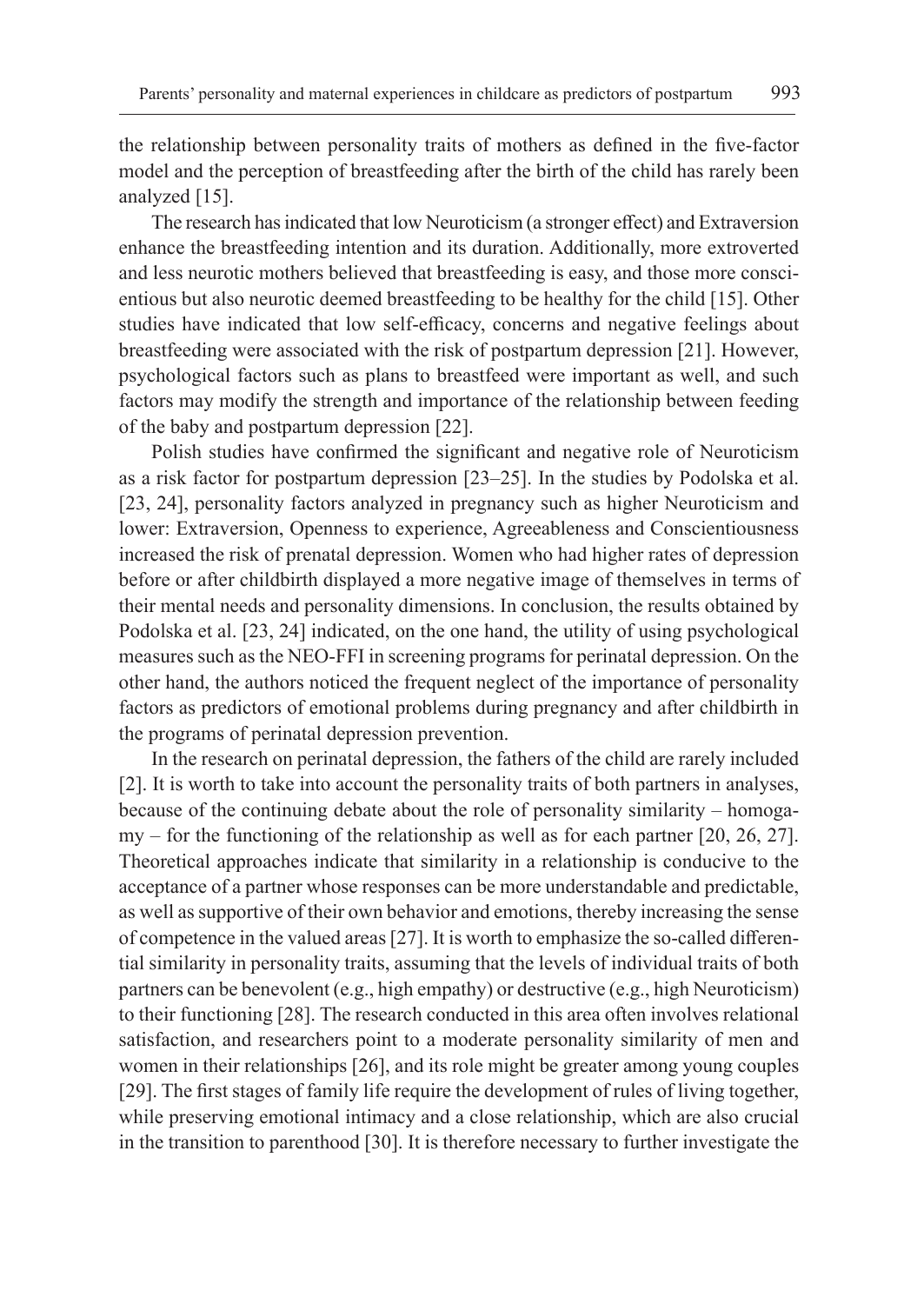the relationship between personality traits of mothers as defined in the five-factor model and the perception of breastfeeding after the birth of the child has rarely been analyzed [15].

The research has indicated that low Neuroticism (a stronger effect) and Extraversion enhance the breastfeeding intention and its duration. Additionally, more extroverted and less neurotic mothers believed that breastfeeding is easy, and those more conscientious but also neurotic deemed breastfeeding to be healthy for the child [15]. Other studies have indicated that low self-efficacy, concerns and negative feelings about breastfeeding were associated with the risk of postpartum depression [21]. However, psychological factors such as plans to breastfeed were important as well, and such factors may modify the strength and importance of the relationship between feeding of the baby and postpartum depression [22].

Polish studies have confirmed the significant and negative role of Neuroticism as a risk factor for postpartum depression [23–25]. In the studies by Podolska et al. [23, 24], personality factors analyzed in pregnancy such as higher Neuroticism and lower: Extraversion, Openness to experience, Agreeableness and Conscientiousness increased the risk of prenatal depression. Women who had higher rates of depression before or after childbirth displayed a more negative image of themselves in terms of their mental needs and personality dimensions. In conclusion, the results obtained by Podolska et al. [23, 24] indicated, on the one hand, the utility of using psychological measures such as the NEO-FFI in screening programs for perinatal depression. On the other hand, the authors noticed the frequent neglect of the importance of personality factors as predictors of emotional problems during pregnancy and after childbirth in the programs of perinatal depression prevention.

In the research on perinatal depression, the fathers of the child are rarely included [2]. It is worth to take into account the personality traits of both partners in analyses, because of the continuing debate about the role of personality similarity – homogamy – for the functioning of the relationship as well as for each partner [20, 26, 27]. Theoretical approaches indicate that similarity in a relationship is conducive to the acceptance of a partner whose responses can be more understandable and predictable, as well as supportive of their own behavior and emotions, thereby increasing the sense of competence in the valued areas [27]. It is worth to emphasize the so-called differential similarity in personality traits, assuming that the levels of individual traits of both partners can be benevolent (e.g., high empathy) or destructive (e.g., high Neuroticism) to their functioning [28]. The research conducted in this area often involves relational satisfaction, and researchers point to a moderate personality similarity of men and women in their relationships [26], and its role might be greater among young couples [29]. The first stages of family life require the development of rules of living together, while preserving emotional intimacy and a close relationship, which are also crucial in the transition to parenthood [30]. It is therefore necessary to further investigate the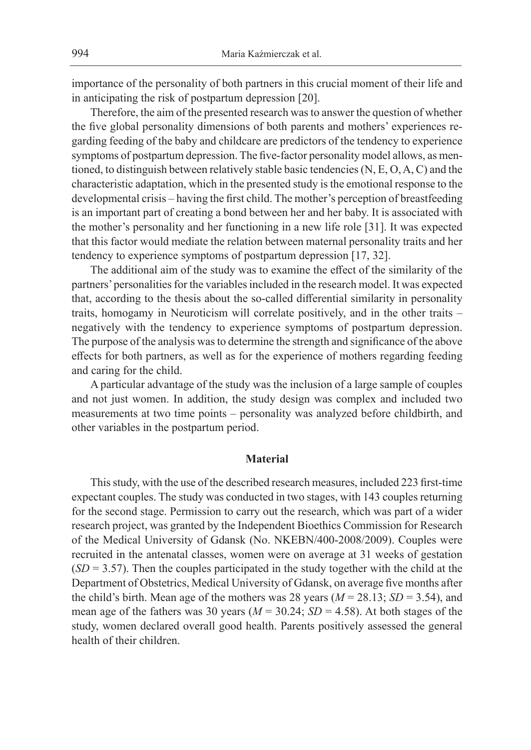importance of the personality of both partners in this crucial moment of their life and in anticipating the risk of postpartum depression [20].

Therefore, the aim of the presented research was to answer the question of whether the five global personality dimensions of both parents and mothers' experiences regarding feeding of the baby and childcare are predictors of the tendency to experience symptoms of postpartum depression. The five-factor personality model allows, as mentioned, to distinguish between relatively stable basic tendencies (N, E, O, A, C) and the characteristic adaptation, which in the presented study is the emotional response to the developmental crisis – having the first child. The mother's perception of breastfeeding is an important part of creating a bond between her and her baby. It is associated with the mother's personality and her functioning in a new life role [31]. It was expected that this factor would mediate the relation between maternal personality traits and her tendency to experience symptoms of postpartum depression [17, 32].

The additional aim of the study was to examine the effect of the similarity of the partners' personalities for the variables included in the research model. It was expected that, according to the thesis about the so-called differential similarity in personality traits, homogamy in Neuroticism will correlate positively, and in the other traits – negatively with the tendency to experience symptoms of postpartum depression. The purpose of the analysis was to determine the strength and significance of the above effects for both partners, as well as for the experience of mothers regarding feeding and caring for the child.

A particular advantage of the study was the inclusion of a large sample of couples and not just women. In addition, the study design was complex and included two measurements at two time points – personality was analyzed before childbirth, and other variables in the postpartum period.

## Material

This study, with the use of the described research measures, included 223 first-time expectant couples. The study was conducted in two stages, with 143 couples returning for the second stage. Permission to carry out the research, which was part of a wider research project, was granted by the Independent Bioethics Commission for Research of the Medical University of Gdansk (No. NKEBN/400-2008/2009). Couples were recruited in the antenatal classes, women were on average at 31 weeks of gestation ($SD = 3.57$). Then the couples participated in the study together with the child at the Department of Obstetrics, Medical University of Gdansk, on average five months after the child's birth. Mean age of the mothers was 28 years ($M = 28.13$; $SD = 3.54$), and mean age of the fathers was 30 years ($M = 30.24$; $SD = 4.58$). At both stages of the study, women declared overall good health. Parents positively assessed the general health of their children.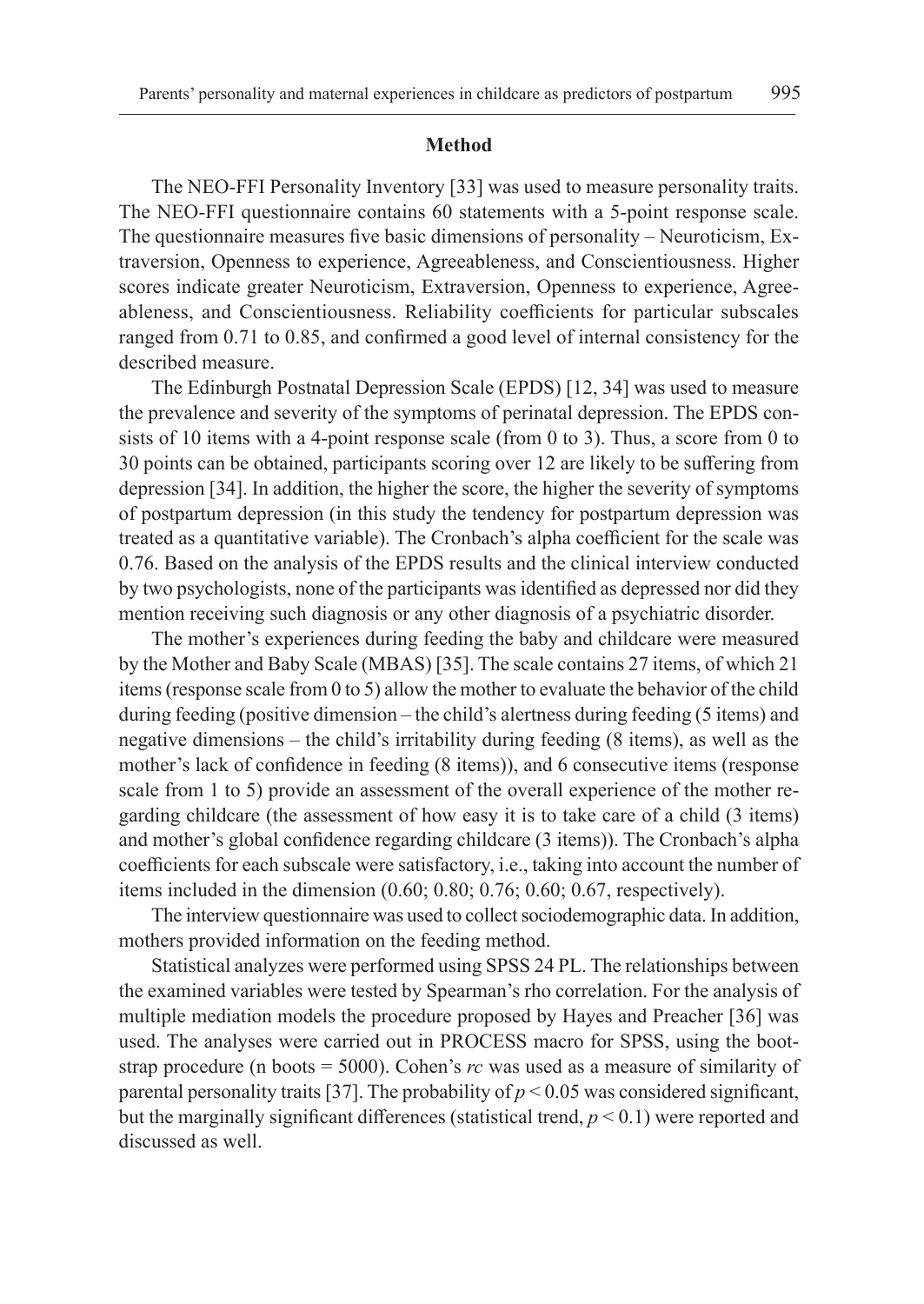## Method

The NEO-FFI Personality Inventory [33] was used to measure personality traits. The NEO-FFI questionnaire contains 60 statements with a 5-point response scale. The questionnaire measures five basic dimensions of personality – Neuroticism, Extraversion, Openness to experience, Agreeableness, and Conscientiousness. Higher scores indicate greater Neuroticism, Extraversion, Openness to experience, Agreeableness, and Conscientiousness. Reliability coefficients for particular subscales ranged from 0.71 to 0.85, and confirmed a good level of internal consistency for the described measure.

The Edinburgh Postnatal Depression Scale (EPDS) [12, 34] was used to measure the prevalence and severity of the symptoms of perinatal depression. The EPDS consists of 10 items with a 4-point response scale (from 0 to 3). Thus, a score from 0 to 30 points can be obtained, participants scoring over 12 are likely to be suffering from depression [34]. In addition, the higher the score, the higher the severity of symptoms of postpartum depression (in this study the tendency for postpartum depression was treated as a quantitative variable). The Cronbach's alpha coefficient for the scale was 0.76. Based on the analysis of the EPDS results and the clinical interview conducted by two psychologists, none of the participants was identified as depressed nor did they mention receiving such diagnosis or any other diagnosis of a psychiatric disorder.

The mother's experiences during feeding the baby and childcare were measured by the Mother and Baby Scale (MBAS) [35]. The scale contains 27 items, of which 21 items (response scale from 0 to 5) allow the mother to evaluate the behavior of the child during feeding (positive dimension – the child's alertness during feeding (5 items) and negative dimensions – the child's irritability during feeding (8 items), as well as the mother's lack of confidence in feeding (8 items)), and 6 consecutive items (response scale from 1 to 5) provide an assessment of the overall experience of the mother regarding childcare (the assessment of how easy it is to take care of a child (3 items) and mother's global confidence regarding childcare (3 items)). The Cronbach's alpha coefficients for each subscale were satisfactory, i.e., taking into account the number of items included in the dimension (0.60; 0.80; 0.76; 0.60; 0.67, respectively).

The interview questionnaire was used to collect sociodemographic data. In addition, mothers provided information on the feeding method.

Statistical analyzes were performed using SPSS 24 PL. The relationships between the examined variables were tested by Spearman's rho correlation. For the analysis of multiple mediation models the procedure proposed by Hayes and Preacher [36] was used. The analyses were carried out in PROCESS macro for SPSS, using the bootstrap procedure (n boots = 5000). Cohen's *rc* was used as a measure of similarity of parental personality traits [37]. The probability of $p < 0.05$ was considered significant, but the marginally significant differences (statistical trend, $p < 0.1$) were reported and discussed as well.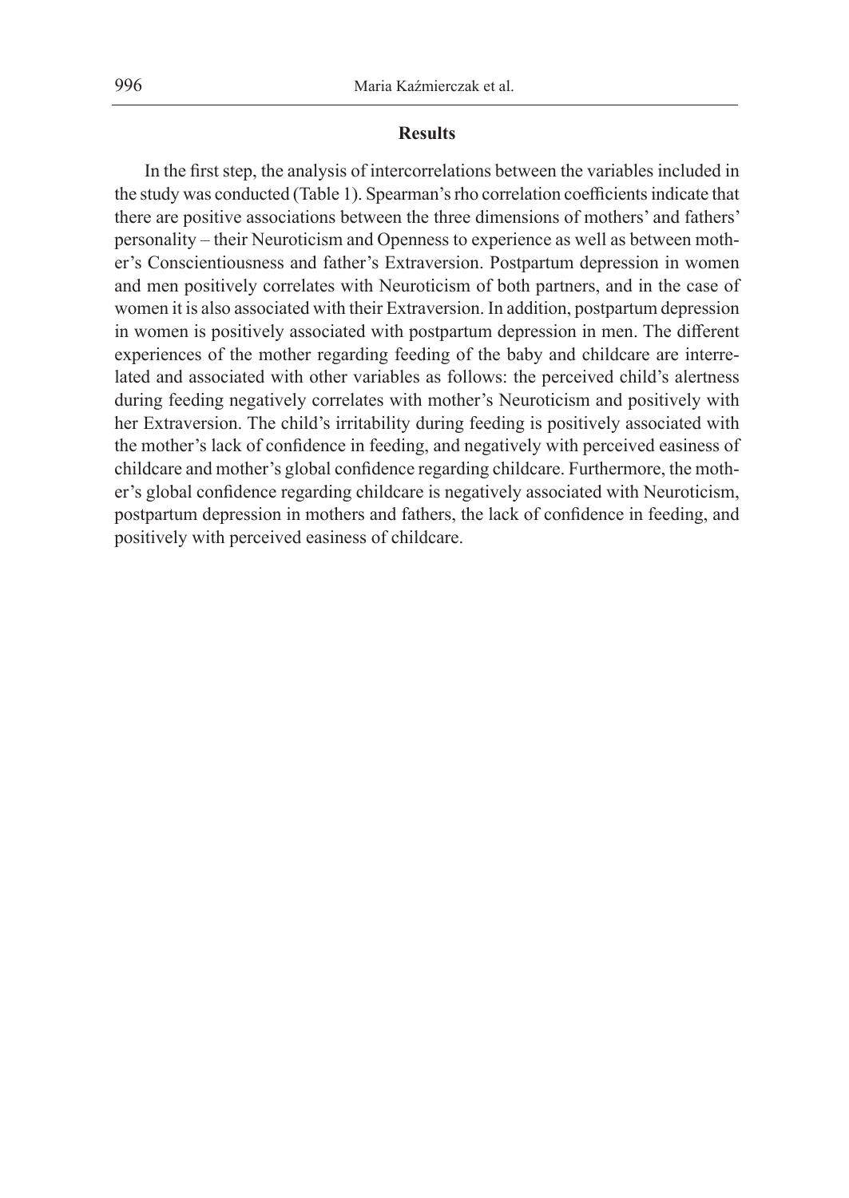## Results

In the first step, the analysis of intercorrelations between the variables included in the study was conducted (Table 1). Spearman's rho correlation coefficients indicate that there are positive associations between the three dimensions of mothers' and fathers' personality – their Neuroticism and Openness to experience as well as between mother's Conscientiousness and father's Extraversion. Postpartum depression in women and men positively correlates with Neuroticism of both partners, and in the case of women it is also associated with their Extraversion. In addition, postpartum depression in women is positively associated with postpartum depression in men. The different experiences of the mother regarding feeding of the baby and childcare are interrelated and associated with other variables as follows: the perceived child's alertness during feeding negatively correlates with mother's Neuroticism and positively with her Extraversion. The child's irritability during feeding is positively associated with the mother's lack of confidence in feeding, and negatively with perceived easiness of childcare and mother's global confidence regarding childcare. Furthermore, the mother's global confidence regarding childcare is negatively associated with Neuroticism, postpartum depression in mothers and fathers, the lack of confidence in feeding, and positively with perceived easiness of childcare.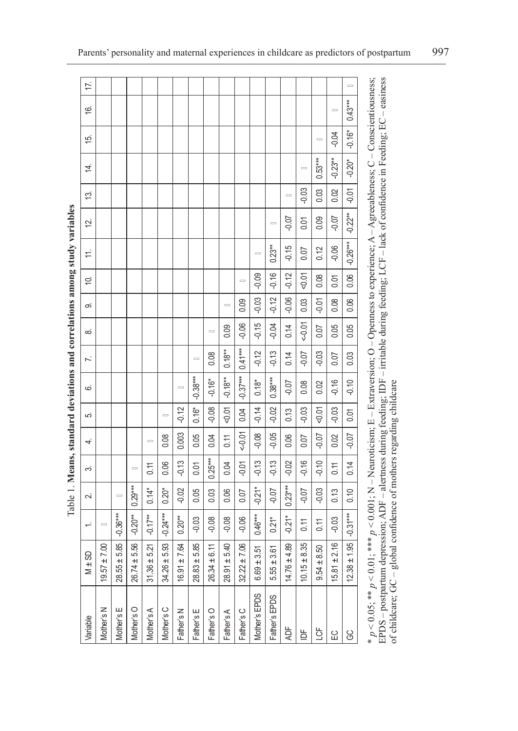Table 1. **Means, standard deviations and correlations among study variables**

| Variable | M ± SD | 1. | 2. | 3. | 4. | 5. | 6. | 7. | 8. | 9. | 10. | 11. | 12. | 13. | 14. | 15. | 16. | 17. |
|---|---|---|---|---|---|---|---|---|---|---|---|---|---|---|---|---|---|---|
| Mother's N | 19.57 ± 7.00 | – | | | | | | | | | | | | | | | | |
| Mother's E | 28.55 ± 5.85 | -0.36*** | – | | | | | | | | | | | | | | | |
| Mother's O | 26.74 ± 5.56 | -0.20** | 0.29*** | – | | | | | | | | | | | | | | |
| Mother's A | 31.36 ± 5.21 | -0.17** | 0.14* | 0.11 | – | | | | | | | | | | | | | |
| Mother's C | 34.26 ± 5.93 | -0.24*** | 0.20* | 0.06 | 0.08 | – | | | | | | | | | | | | |
| Father's N | 16.91 ± 7.64 | 0.20** | -0.02 | -0.13 | 0.003 | -0.12 | – | | | | | | | | | | | |
| Father's E | 28.83 ± 5.85 | -0.03 | 0.05 | 0.01 | 0.05 | 0.16* | -0.38*** | – | | | | | | | | | | |
| Father's O | 26.34 ± 6.11 | -0.08 | 0.03 | 0.25*** | 0.04 | -0.08 | -0.16* | 0.08 | – | | | | | | | | | |
| Father's A | 28.91 ± 5.40 | -0.08 | 0.06 | 0.04 | 0.11 | <0.01 | -0.18** | 0.18** | 0.09 | – | | | | | | | | |
| Father's C | 32.22 ± 7.06 | -0.06 | 0.07 | -0.01 | <-0.01 | 0.04 | -0.37*** | 0.41*** | -0.06 | 0.09 | – | | | | | | | |
| Mother's EPDS | 6.69 ± 3.51 | 0.46*** | -0.21* | -0.13 | -0.08 | -0.14 | 0.18* | -0.12 | -0.15 | -0.03 | -0.09 | – | | | | | | |
| Father's EPDS | 5.55 ± 3.61 | 0.21* | -0.07 | -0.13 | -0.05 | -0.02 | 0.38*** | -0.13 | -0.04 | -0.12 | -0.16 | 0.23** | – | | | | | |
| ADF | 14.76 ± 4.89 | -0.21* | 0.23*** | -0.02 | 0.06 | 0.13 | -0.07 | 0.14 | 0.14 | -0.06 | -0.12 | -0.15 | -0.07 | – | | | | |
| IDF | 10.15 ± 8.35 | 0.11 | -0.07 | -0.16 | 0.07 | -0.03 | 0.08 | -0.07 | <-0.01 | 0.03 | <0.01 | 0.07 | 0.01 | -0.03 | – | | | |
| LCF | 9.54 ± 8.50 | 0.11 | -0.03 | -0.10 | -0.07 | <0.01 | 0.02 | -0.03 | 0.07 | -0.01 | 0.08 | 0.12 | 0.09 | 0.03 | 0.53*** | – | | |
| EC | 15.81 ± 2.16 | -0.03 | 0.13 | 0.11 | 0.02 | -0.03 | -0.16 | 0.07 | 0.05 | 0.08 | 0.01 | -0.06 | -0.07 | 0.02 | -0.23** | -0.04 | – | |
| GC | 12.38 ± 1.95 | -0.31*** | 0.10 | 0.14 | -0.07 | 0.01 | -0.10 | 0.03 | 0.05 | 0.06 | 0.06 | -0.26*** | -0.22** | -0.01 | -0.20* | -0.16* | 0.43*** | – |

\* $p < 0.05$; \*\* $p < 0.01$; \*\*\* $p < 0.001$; N – Neuroticism; E – Extraversion; O – Openness to experience; A – Agreeableness; C – Conscientiousness; EPDS – postpartum depression; ADF – alertness during feeding; IDF – irritable during feeding; LCF – lack of confidence in Feeding; EC – easiness of childcare; GC – global confidence of mothers regarding childcare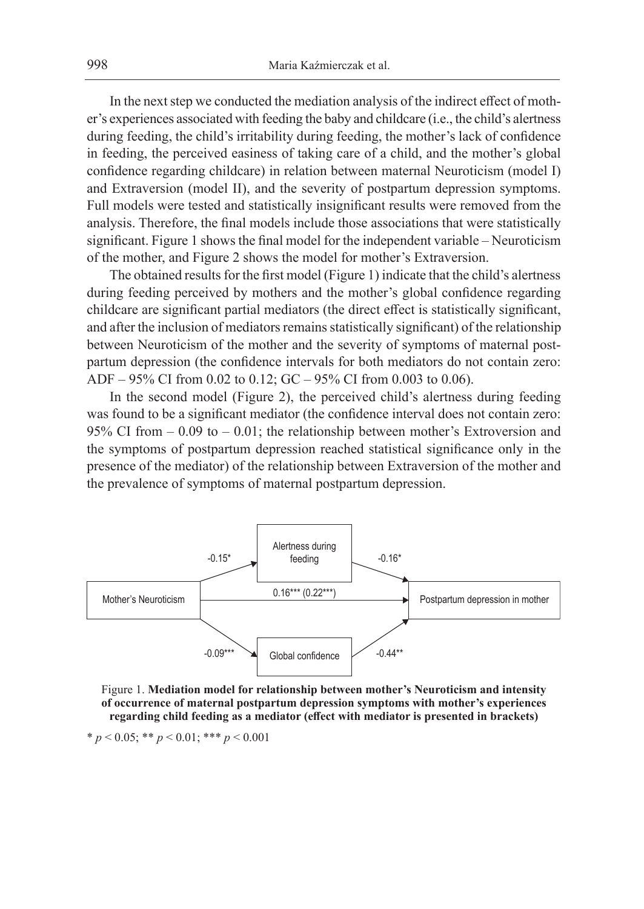In the next step we conducted the mediation analysis of the indirect effect of mother's experiences associated with feeding the baby and childcare (i.e., the child's alertness during feeding, the child's irritability during feeding, the mother's lack of confidence in feeding, the perceived easiness of taking care of a child, and the mother's global confidence regarding childcare) in relation between maternal Neuroticism (model I) and Extraversion (model II), and the severity of postpartum depression symptoms. Full models were tested and statistically insignificant results were removed from the analysis. Therefore, the final models include those associations that were statistically significant. Figure 1 shows the final model for the independent variable – Neuroticism of the mother, and Figure 2 shows the model for mother's Extraversion.

The obtained results for the first model (Figure 1) indicate that the child's alertness during feeding perceived by mothers and the mother's global confidence regarding childcare are significant partial mediators (the direct effect is statistically significant, and after the inclusion of mediators remains statistically significant) of the relationship between Neuroticism of the mother and the severity of symptoms of maternal postpartum depression (the confidence intervals for both mediators do not contain zero: ADF – 95% CI from 0.02 to 0.12; GC – 95% CI from 0.003 to 0.06).

In the second model (Figure 2), the perceived child's alertness during feeding was found to be a significant mediator (the confidence interval does not contain zero: 95% CI from – 0.09 to – 0.01; the relationship between mother's Extroversion and the symptoms of postpartum depression reached statistical significance only in the presence of the mediator) of the relationship between Extraversion of the mother and the prevalence of symptoms of maternal postpartum depression.

Mother's Neuroticism → Alertness during feeding: -0.15*; Alertness during feeding → Postpartum depression in mother: -0.16*; Mother's Neuroticism → Postpartum depression in mother: 0.16*** (0.22***); Mother's Neuroticism → Global confidence: -0.09***; Global confidence → Postpartum depression in mother: -0.44**

Figure 1. **Mediation model for relationship between mother's Neuroticism and intensity of occurrence of maternal postpartum depression symptoms with mother's experiences regarding child feeding as a mediator (effect with mediator is presented in brackets)**

* $p < 0.05$; ** $p < 0.01$; *** $p < 0.001$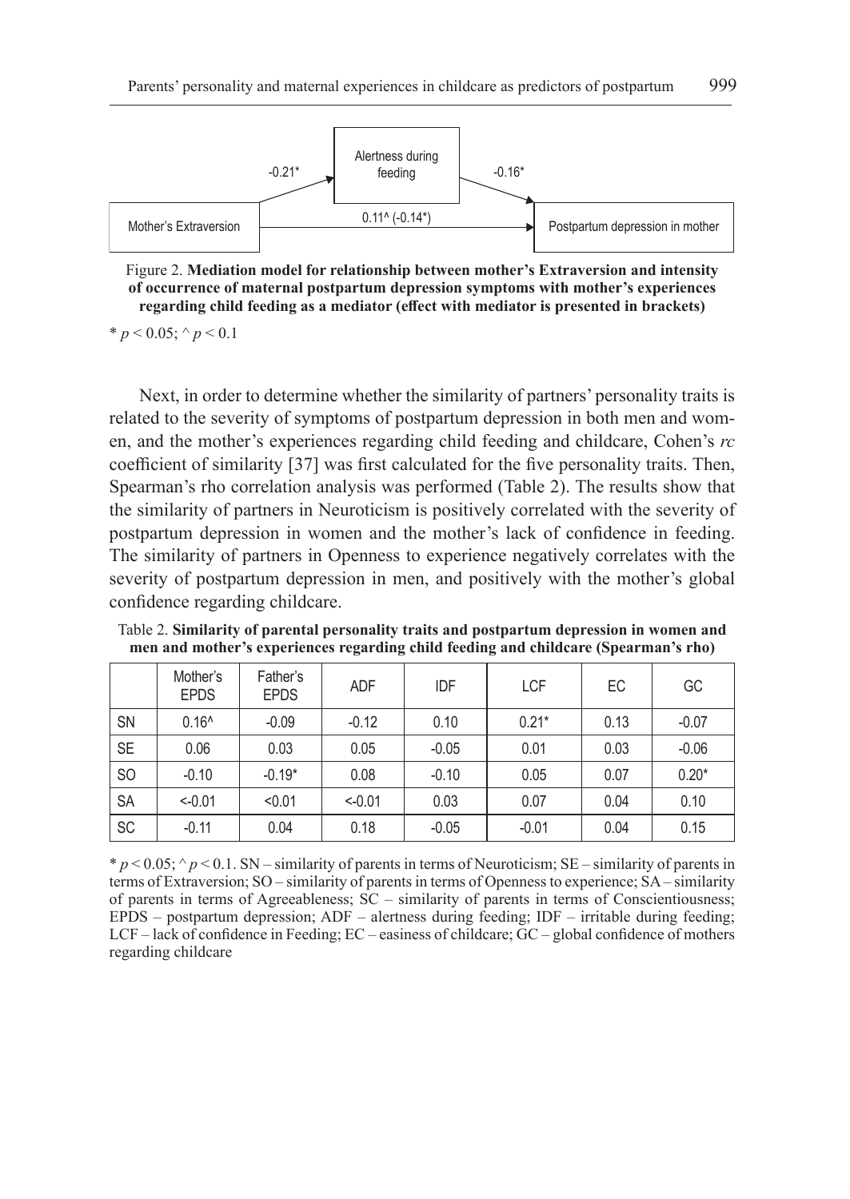Figure 2. **Mediation model for relationship between mother's Extraversion and intensity of occurrence of maternal postpartum depression symptoms with mother's experiences regarding child feeding as a mediator (effect with mediator is presented in brackets)**

* $p < 0.05$; ^ $p < 0.1$

Next, in order to determine whether the similarity of partners' personality traits is related to the severity of symptoms of postpartum depression in both men and women, and the mother's experiences regarding child feeding and childcare, Cohen's *rc* coefficient of similarity [37] was first calculated for the five personality traits. Then, Spearman's rho correlation analysis was performed (Table 2). The results show that the similarity of partners in Neuroticism is positively correlated with the severity of postpartum depression in women and the mother's lack of confidence in feeding. The similarity of partners in Openness to experience negatively correlates with the severity of postpartum depression in men, and positively with the mother's global confidence regarding childcare.

Table 2. **Similarity of parental personality traits and postpartum depression in women and men and mother's experiences regarding child feeding and childcare (Spearman's rho)**

| | Mother's EPDS | Father's EPDS | ADF | IDF | LCF | EC | GC |
|---|---|---|---|---|---|---|---|
| SN | 0.16^ | -0.09 | -0.12 | 0.10 | 0.21* | 0.13 | -0.07 |
| SE | 0.06 | 0.03 | 0.05 | -0.05 | 0.01 | 0.03 | -0.06 |
| SO | -0.10 | -0.19* | 0.08 | -0.10 | 0.05 | 0.07 | 0.20* |
| SA | <-0.01 | <0.01 | <-0.01 | 0.03 | 0.07 | 0.04 | 0.10 |
| SC | -0.11 | 0.04 | 0.18 | -0.05 | -0.01 | 0.04 | 0.15 |

* $p < 0.05$; ^ $p < 0.1$. SN – similarity of parents in terms of Neuroticism; SE – similarity of parents in terms of Extraversion; SO – similarity of parents in terms of Openness to experience; SA – similarity of parents in terms of Agreeableness; SC – similarity of parents in terms of Conscientiousness; EPDS – postpartum depression; ADF – alertness during feeding; IDF – irritable during feeding; LCF – lack of confidence in Feeding; EC – easiness of childcare; GC – global confidence of mothers regarding childcare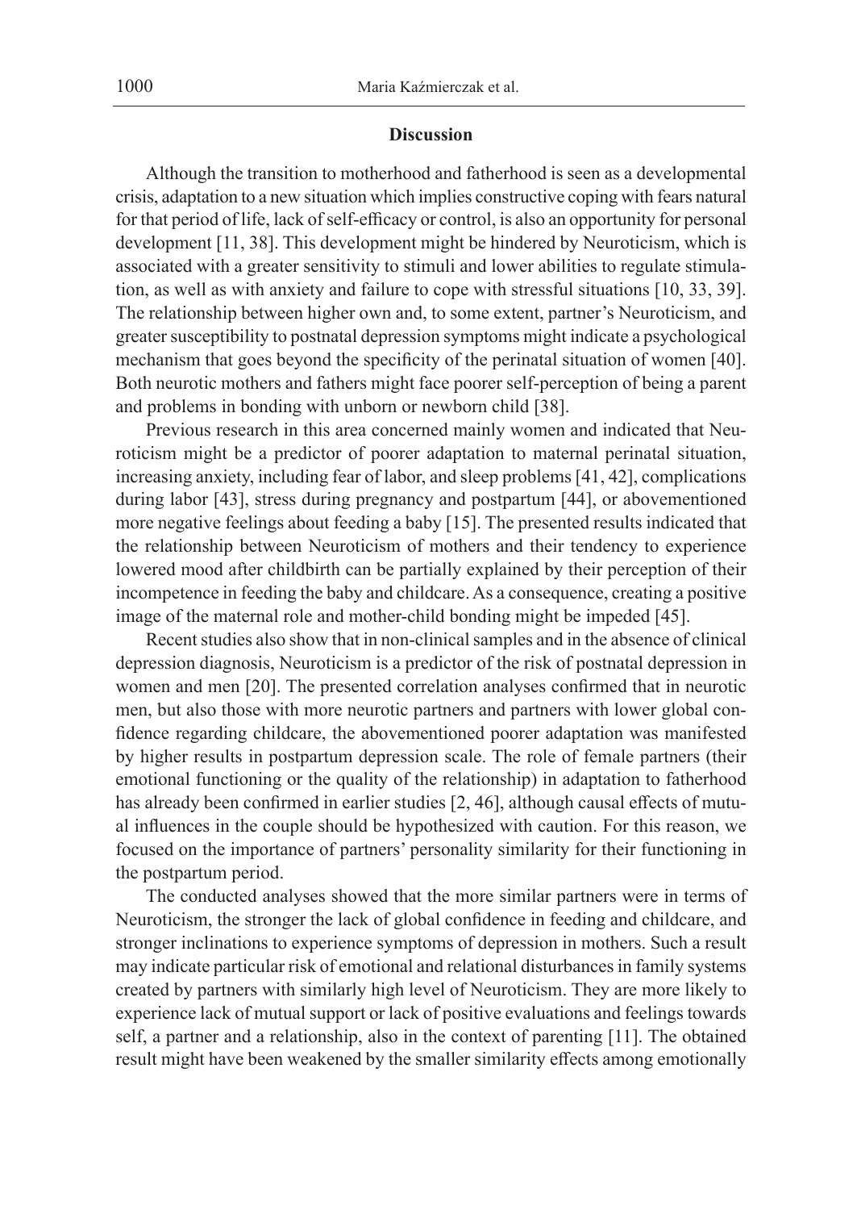## Discussion

Although the transition to motherhood and fatherhood is seen as a developmental crisis, adaptation to a new situation which implies constructive coping with fears natural for that period of life, lack of self-efficacy or control, is also an opportunity for personal development [11, 38]. This development might be hindered by Neuroticism, which is associated with a greater sensitivity to stimuli and lower abilities to regulate stimulation, as well as with anxiety and failure to cope with stressful situations [10, 33, 39]. The relationship between higher own and, to some extent, partner's Neuroticism, and greater susceptibility to postnatal depression symptoms might indicate a psychological mechanism that goes beyond the specificity of the perinatal situation of women [40]. Both neurotic mothers and fathers might face poorer self-perception of being a parent and problems in bonding with unborn or newborn child [38].

Previous research in this area concerned mainly women and indicated that Neuroticism might be a predictor of poorer adaptation to maternal perinatal situation, increasing anxiety, including fear of labor, and sleep problems [41, 42], complications during labor [43], stress during pregnancy and postpartum [44], or abovementioned more negative feelings about feeding a baby [15]. The presented results indicated that the relationship between Neuroticism of mothers and their tendency to experience lowered mood after childbirth can be partially explained by their perception of their incompetence in feeding the baby and childcare. As a consequence, creating a positive image of the maternal role and mother-child bonding might be impeded [45].

Recent studies also show that in non-clinical samples and in the absence of clinical depression diagnosis, Neuroticism is a predictor of the risk of postnatal depression in women and men [20]. The presented correlation analyses confirmed that in neurotic men, but also those with more neurotic partners and partners with lower global confidence regarding childcare, the abovementioned poorer adaptation was manifested by higher results in postpartum depression scale. The role of female partners (their emotional functioning or the quality of the relationship) in adaptation to fatherhood has already been confirmed in earlier studies [2, 46], although causal effects of mutual influences in the couple should be hypothesized with caution. For this reason, we focused on the importance of partners' personality similarity for their functioning in the postpartum period.

The conducted analyses showed that the more similar partners were in terms of Neuroticism, the stronger the lack of global confidence in feeding and childcare, and stronger inclinations to experience symptoms of depression in mothers. Such a result may indicate particular risk of emotional and relational disturbances in family systems created by partners with similarly high level of Neuroticism. They are more likely to experience lack of mutual support or lack of positive evaluations and feelings towards self, a partner and a relationship, also in the context of parenting [11]. The obtained result might have been weakened by the smaller similarity effects among emotionally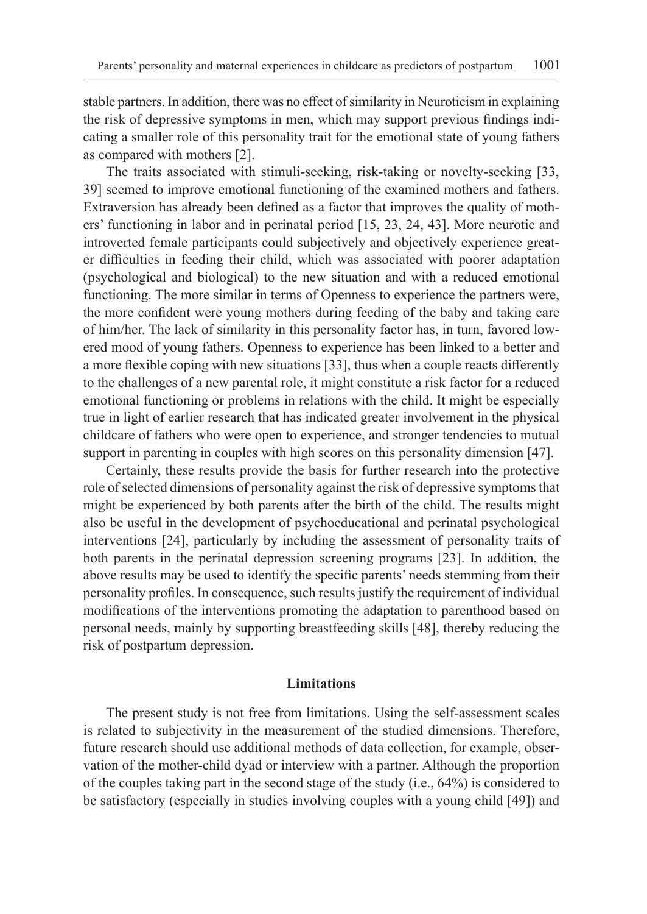stable partners. In addition, there was no effect of similarity in Neuroticism in explaining the risk of depressive symptoms in men, which may support previous findings indicating a smaller role of this personality trait for the emotional state of young fathers as compared with mothers [2].

The traits associated with stimuli-seeking, risk-taking or novelty-seeking [33, 39] seemed to improve emotional functioning of the examined mothers and fathers. Extraversion has already been defined as a factor that improves the quality of mothers' functioning in labor and in perinatal period [15, 23, 24, 43]. More neurotic and introverted female participants could subjectively and objectively experience greater difficulties in feeding their child, which was associated with poorer adaptation (psychological and biological) to the new situation and with a reduced emotional functioning. The more similar in terms of Openness to experience the partners were, the more confident were young mothers during feeding of the baby and taking care of him/her. The lack of similarity in this personality factor has, in turn, favored lowered mood of young fathers. Openness to experience has been linked to a better and a more flexible coping with new situations [33], thus when a couple reacts differently to the challenges of a new parental role, it might constitute a risk factor for a reduced emotional functioning or problems in relations with the child. It might be especially true in light of earlier research that has indicated greater involvement in the physical childcare of fathers who were open to experience, and stronger tendencies to mutual support in parenting in couples with high scores on this personality dimension [47].

Certainly, these results provide the basis for further research into the protective role of selected dimensions of personality against the risk of depressive symptoms that might be experienced by both parents after the birth of the child. The results might also be useful in the development of psychoeducational and perinatal psychological interventions [24], particularly by including the assessment of personality traits of both parents in the perinatal depression screening programs [23]. In addition, the above results may be used to identify the specific parents' needs stemming from their personality profiles. In consequence, such results justify the requirement of individual modifications of the interventions promoting the adaptation to parenthood based on personal needs, mainly by supporting breastfeeding skills [48], thereby reducing the risk of postpartum depression.

## Limitations

The present study is not free from limitations. Using the self-assessment scales is related to subjectivity in the measurement of the studied dimensions. Therefore, future research should use additional methods of data collection, for example, observation of the mother-child dyad or interview with a partner. Although the proportion of the couples taking part in the second stage of the study (i.e., 64%) is considered to be satisfactory (especially in studies involving couples with a young child [49]) and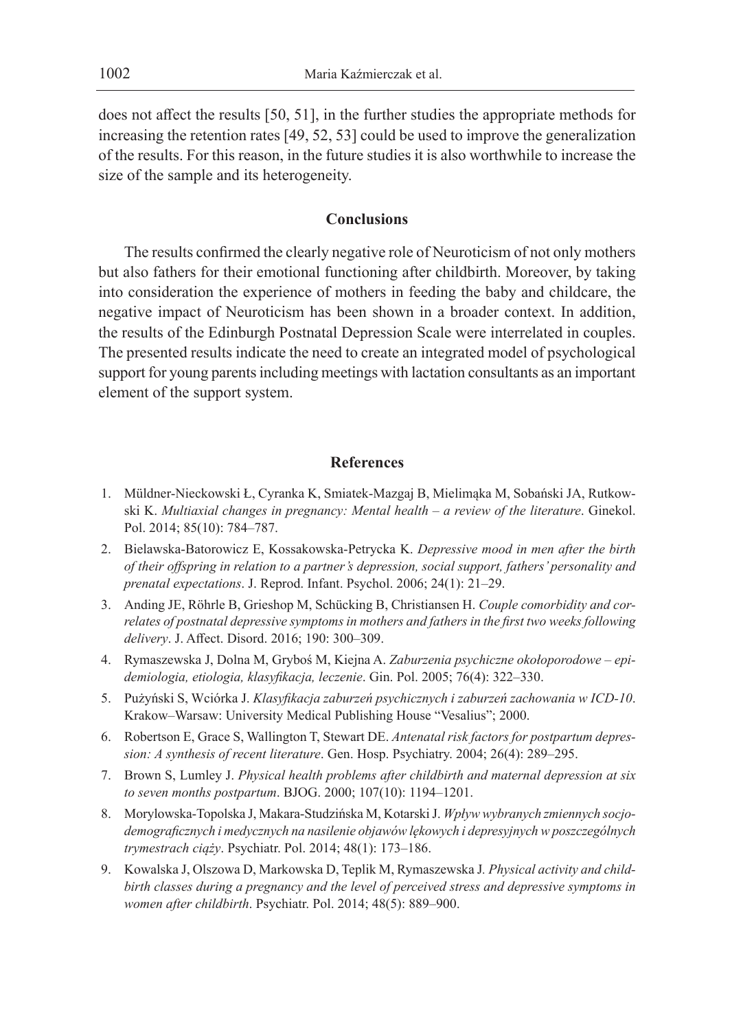does not affect the results [50, 51], in the further studies the appropriate methods for increasing the retention rates [49, 52, 53] could be used to improve the generalization of the results. For this reason, in the future studies it is also worthwhile to increase the size of the sample and its heterogeneity.

## Conclusions

The results confirmed the clearly negative role of Neuroticism of not only mothers but also fathers for their emotional functioning after childbirth. Moreover, by taking into consideration the experience of mothers in feeding the baby and childcare, the negative impact of Neuroticism has been shown in a broader context. In addition, the results of the Edinburgh Postnatal Depression Scale were interrelated in couples. The presented results indicate the need to create an integrated model of psychological support for young parents including meetings with lactation consultants as an important element of the support system.

## References

1. Müldner-Nieckowski Ł, Cyranka K, Smiatek-Mazgaj B, Mielimąka M, Sobański JA, Rutkowski K. *Multiaxial changes in pregnancy: Mental health – a review of the literature*. Ginekol. Pol. 2014; 85(10): 784–787.
2. Bielawska-Batorowicz E, Kossakowska-Petrycka K. *Depressive mood in men after the birth of their offspring in relation to a partner's depression, social support, fathers' personality and prenatal expectations*. J. Reprod. Infant. Psychol. 2006; 24(1): 21–29.
3. Anding JE, Röhrle B, Grieshop M, Schücking B, Christiansen H. *Couple comorbidity and correlates of postnatal depressive symptoms in mothers and fathers in the first two weeks following delivery*. J. Affect. Disord. 2016; 190: 300–309.
4. Rymaszewska J, Dolna M, Gryboś M, Kiejna A. *Zaburzenia psychiczne okołoporodowe – epidemiologia, etiologia, klasyfikacja, leczenie*. Gin. Pol. 2005; 76(4): 322–330.
5. Pużyński S, Wciórka J. *Klasyfikacja zaburzeń psychicznych i zaburzeń zachowania w ICD-10*. Krakow–Warsaw: University Medical Publishing House "Vesalius"; 2000.
6. Robertson E, Grace S, Wallington T, Stewart DE. *Antenatal risk factors for postpartum depression: A synthesis of recent literature*. Gen. Hosp. Psychiatry. 2004; 26(4): 289–295.
7. Brown S, Lumley J. *Physical health problems after childbirth and maternal depression at six to seven months postpartum*. BJOG. 2000; 107(10): 1194–1201.
8. Morylowska-Topolska J, Makara-Studzińska M, Kotarski J. *Wpływ wybranych zmiennych socjodemograficznych i medycznych na nasilenie objawów lękowych i depresyjnych w poszczególnych trymestrach ciąży*. Psychiatr. Pol. 2014; 48(1): 173–186.
9. Kowalska J, Olszowa D, Markowska D, Teplik M, Rymaszewska J. *Physical activity and childbirth classes during a pregnancy and the level of perceived stress and depressive symptoms in women after childbirth*. Psychiatr. Pol. 2014; 48(5): 889–900.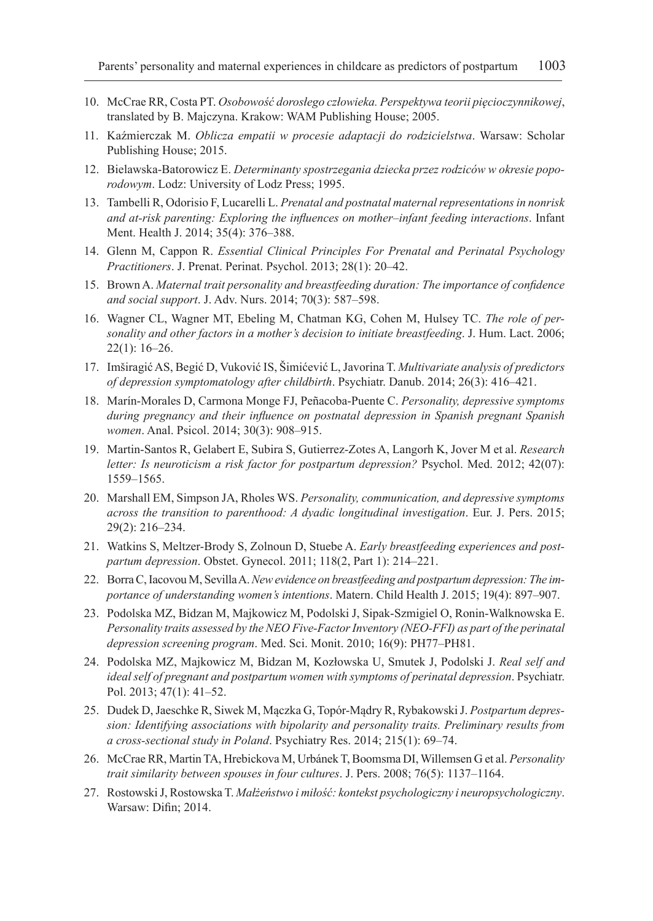10. McCrae RR, Costa PT. *Osobowość dorosłego człowieka. Perspektywa teorii pięcioczynnikowej*, translated by B. Majczyna. Krakow: WAM Publishing House; 2005.
11. Kaźmierczak M. *Oblicza empatii w procesie adaptacji do rodzicielstwa*. Warsaw: Scholar Publishing House; 2015.
12. Bielawska-Batorowicz E. *Determinanty spostrzegania dziecka przez rodziców w okresie poporodowym*. Lodz: University of Lodz Press; 1995.
13. Tambelli R, Odorisio F, Lucarelli L. *Prenatal and postnatal maternal representations in nonrisk and at-risk parenting: Exploring the influences on mother–infant feeding interactions*. Infant Ment. Health J. 2014; 35(4): 376–388.
14. Glenn M, Cappon R. *Essential Clinical Principles For Prenatal and Perinatal Psychology Practitioners*. J. Prenat. Perinat. Psychol. 2013; 28(1): 20–42.
15. Brown A. *Maternal trait personality and breastfeeding duration: The importance of confidence and social support*. J. Adv. Nurs. 2014; 70(3): 587–598.
16. Wagner CL, Wagner MT, Ebeling M, Chatman KG, Cohen M, Hulsey TC. *The role of personality and other factors in a mother's decision to initiate breastfeeding*. J. Hum. Lact. 2006; 22(1): 16–26.
17. Imširagić AS, Begić D, Vuković IS, Šimićević L, Javorina T. *Multivariate analysis of predictors of depression symptomatology after childbirth*. Psychiatr. Danub. 2014; 26(3): 416–421.
18. Marín-Morales D, Carmona Monge FJ, Peñacoba-Puente C. *Personality, depressive symptoms during pregnancy and their influence on postnatal depression in Spanish pregnant Spanish women*. Anal. Psicol. 2014; 30(3): 908–915.
19. Martin-Santos R, Gelabert E, Subira S, Gutierrez-Zotes A, Langorh K, Jover M et al. *Research letter: Is neuroticism a risk factor for postpartum depression?* Psychol. Med. 2012; 42(07): 1559–1565.
20. Marshall EM, Simpson JA, Rholes WS. *Personality, communication, and depressive symptoms across the transition to parenthood: A dyadic longitudinal investigation*. Eur. J. Pers. 2015; 29(2): 216–234.
21. Watkins S, Meltzer-Brody S, Zolnoun D, Stuebe A. *Early breastfeeding experiences and postpartum depression*. Obstet. Gynecol. 2011; 118(2, Part 1): 214–221.
22. Borra C, Iacovou M, Sevilla A. *New evidence on breastfeeding and postpartum depression: The importance of understanding women's intentions*. Matern. Child Health J. 2015; 19(4): 897–907.
23. Podolska MZ, Bidzan M, Majkowicz M, Podolski J, Sipak-Szmigiel O, Ronin-Walknowska E. *Personality traits assessed by the NEO Five-Factor Inventory (NEO-FFI) as part of the perinatal depression screening program*. Med. Sci. Monit. 2010; 16(9): PH77–PH81.
24. Podolska MZ, Majkowicz M, Bidzan M, Kozłowska U, Smutek J, Podolski J. *Real self and ideal self of pregnant and postpartum women with symptoms of perinatal depression*. Psychiatr. Pol. 2013; 47(1): 41–52.
25. Dudek D, Jaeschke R, Siwek M, Mączka G, Topór-Mądry R, Rybakowski J. *Postpartum depression: Identifying associations with bipolarity and personality traits. Preliminary results from a cross-sectional study in Poland*. Psychiatry Res. 2014; 215(1): 69–74.
26. McCrae RR, Martin TA, Hrebickova M, Urbánek T, Boomsma DI, Willemsen G et al. *Personality trait similarity between spouses in four cultures*. J. Pers. 2008; 76(5): 1137–1164.
27. Rostowski J, Rostowska T. *Małżeństwo i miłość: kontekst psychologiczny i neuropsychologiczny*. Warsaw: Difin; 2014.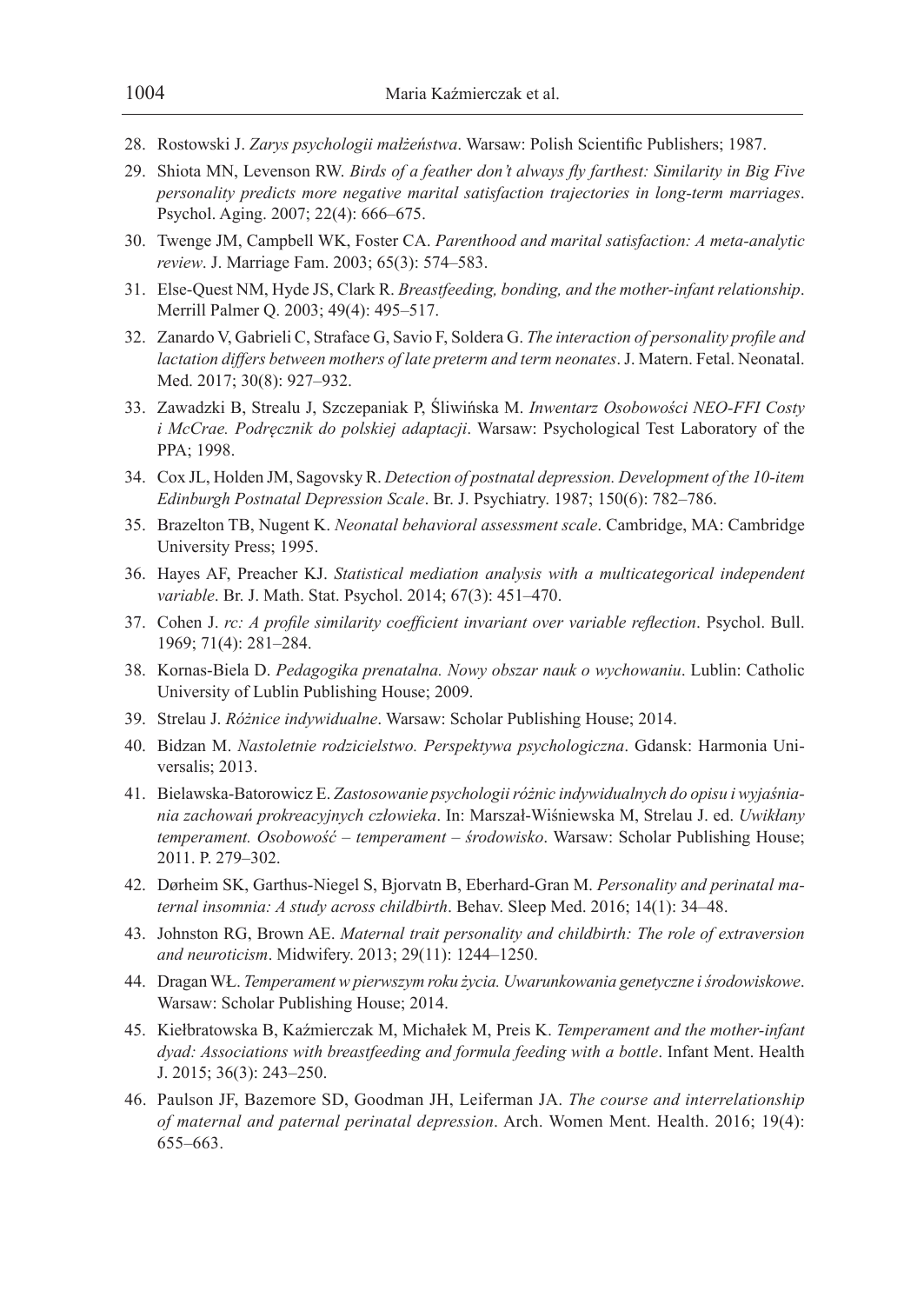28. Rostowski J. *Zarys psychologii małżeństwa*. Warsaw: Polish Scientific Publishers; 1987.
29. Shiota MN, Levenson RW. *Birds of a feather don't always fly farthest: Similarity in Big Five personality predicts more negative marital satisfaction trajectories in long-term marriages*. Psychol. Aging. 2007; 22(4): 666–675.
30. Twenge JM, Campbell WK, Foster CA. *Parenthood and marital satisfaction: A meta-analytic review*. J. Marriage Fam. 2003; 65(3): 574–583.
31. Else-Quest NM, Hyde JS, Clark R. *Breastfeeding, bonding, and the mother-infant relationship*. Merrill Palmer Q. 2003; 49(4): 495–517.
32. Zanardo V, Gabrieli C, Straface G, Savio F, Soldera G. *The interaction of personality profile and lactation differs between mothers of late preterm and term neonates*. J. Matern. Fetal. Neonatal. Med. 2017; 30(8): 927–932.
33. Zawadzki B, Strealu J, Szczepaniak P, Śliwińska M. *Inwentarz Osobowości NEO-FFI Costy i McCrae. Podręcznik do polskiej adaptacji*. Warsaw: Psychological Test Laboratory of the PPA; 1998.
34. Cox JL, Holden JM, Sagovsky R. *Detection of postnatal depression. Development of the 10-item Edinburgh Postnatal Depression Scale*. Br. J. Psychiatry. 1987; 150(6): 782–786.
35. Brazelton TB, Nugent K. *Neonatal behavioral assessment scale*. Cambridge, MA: Cambridge University Press; 1995.
36. Hayes AF, Preacher KJ. *Statistical mediation analysis with a multicategorical independent variable*. Br. J. Math. Stat. Psychol. 2014; 67(3): 451–470.
37. Cohen J. *rc: A profile similarity coefficient invariant over variable reflection*. Psychol. Bull. 1969; 71(4): 281–284.
38. Kornas-Biela D. *Pedagogika prenatalna. Nowy obszar nauk o wychowaniu*. Lublin: Catholic University of Lublin Publishing House; 2009.
39. Strelau J. *Różnice indywidualne*. Warsaw: Scholar Publishing House; 2014.
40. Bidzan M. *Nastoletnie rodzicielstwo. Perspektywa psychologiczna*. Gdansk: Harmonia Universalis; 2013.
41. Bielawska-Batorowicz E. *Zastosowanie psychologii różnic indywidualnych do opisu i wyjaśniania zachowań prokreacyjnych człowieka*. In: Marszał-Wiśniewska M, Strelau J. ed. *Uwikłany temperament. Osobowość – temperament – środowisko*. Warsaw: Scholar Publishing House; 2011. P. 279–302.
42. Dørheim SK, Garthus-Niegel S, Bjorvatn B, Eberhard-Gran M. *Personality and perinatal maternal insomnia: A study across childbirth*. Behav. Sleep Med. 2016; 14(1): 34–48.
43. Johnston RG, Brown AE. *Maternal trait personality and childbirth: The role of extraversion and neuroticism*. Midwifery. 2013; 29(11): 1244–1250.
44. Dragan WŁ. *Temperament w pierwszym roku życia. Uwarunkowania genetyczne i środowiskowe*. Warsaw: Scholar Publishing House; 2014.
45. Kiełbratowska B, Kaźmierczak M, Michałek M, Preis K. *Temperament and the mother-infant dyad: Associations with breastfeeding and formula feeding with a bottle*. Infant Ment. Health J. 2015; 36(3): 243–250.
46. Paulson JF, Bazemore SD, Goodman JH, Leiferman JA. *The course and interrelationship of maternal and paternal perinatal depression*. Arch. Women Ment. Health. 2016; 19(4): 655–663.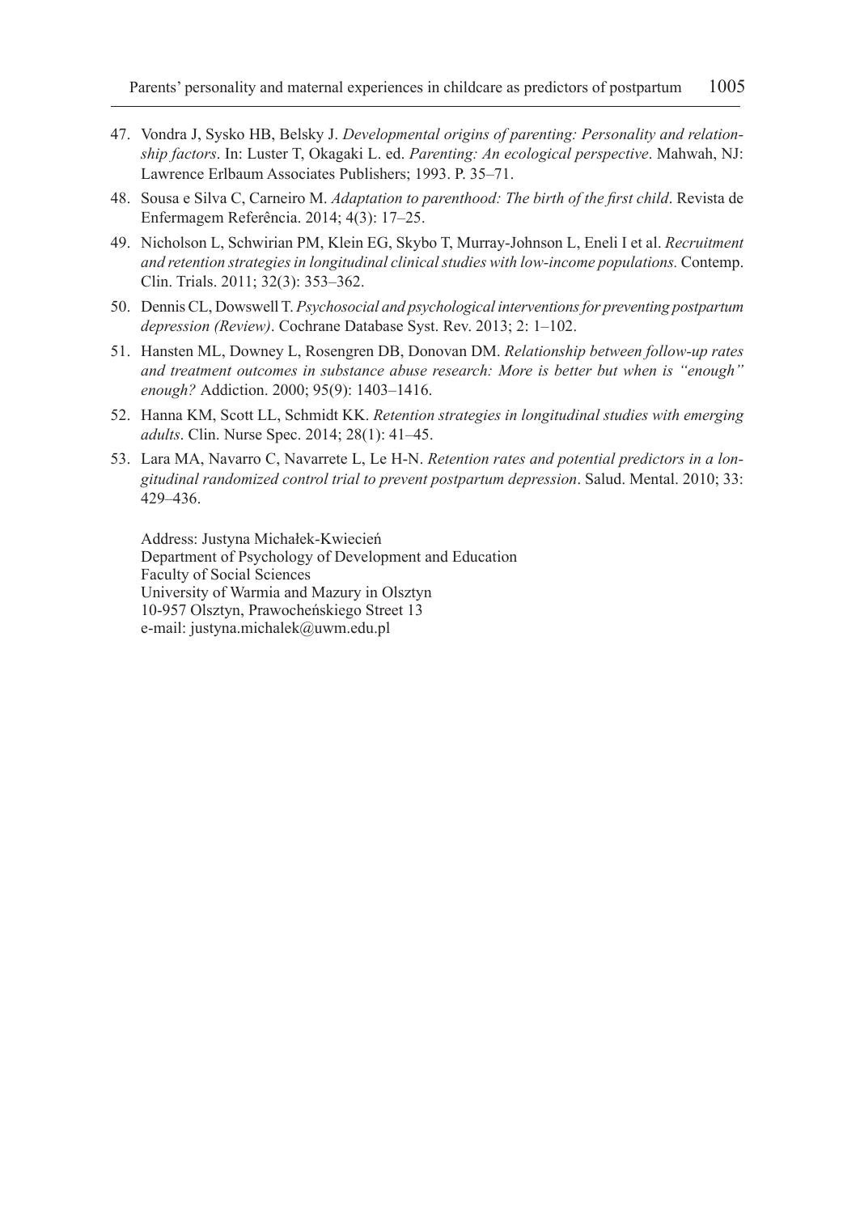47. Vondra J, Sysko HB, Belsky J. *Developmental origins of parenting: Personality and relationship factors*. In: Luster T, Okagaki L. ed. *Parenting: An ecological perspective*. Mahwah, NJ: Lawrence Erlbaum Associates Publishers; 1993. P. 35–71.
48. Sousa e Silva C, Carneiro M. *Adaptation to parenthood: The birth of the first child*. Revista de Enfermagem Referência. 2014; 4(3): 17–25.
49. Nicholson L, Schwirian PM, Klein EG, Skybo T, Murray-Johnson L, Eneli I et al. *Recruitment and retention strategies in longitudinal clinical studies with low-income populations.* Contemp. Clin. Trials. 2011; 32(3): 353–362.
50. Dennis CL, Dowswell T. *Psychosocial and psychological interventions for preventing postpartum depression (Review)*. Cochrane Database Syst. Rev. 2013; 2: 1–102.
51. Hansten ML, Downey L, Rosengren DB, Donovan DM. *Relationship between follow-up rates and treatment outcomes in substance abuse research: More is better but when is "enough" enough?* Addiction. 2000; 95(9): 1403–1416.
52. Hanna KM, Scott LL, Schmidt KK. *Retention strategies in longitudinal studies with emerging adults*. Clin. Nurse Spec. 2014; 28(1): 41–45.
53. Lara MA, Navarro C, Navarrete L, Le H-N. *Retention rates and potential predictors in a longitudinal randomized control trial to prevent postpartum depression*. Salud. Mental. 2010; 33: 429–436.

Address: Justyna Michałek-Kwiecień
Department of Psychology of Development and Education
Faculty of Social Sciences
University of Warmia and Mazury in Olsztyn
10-957 Olsztyn, Prawocheńskiego Street 13
e-mail: justyna.michalek@uwm.edu.pl